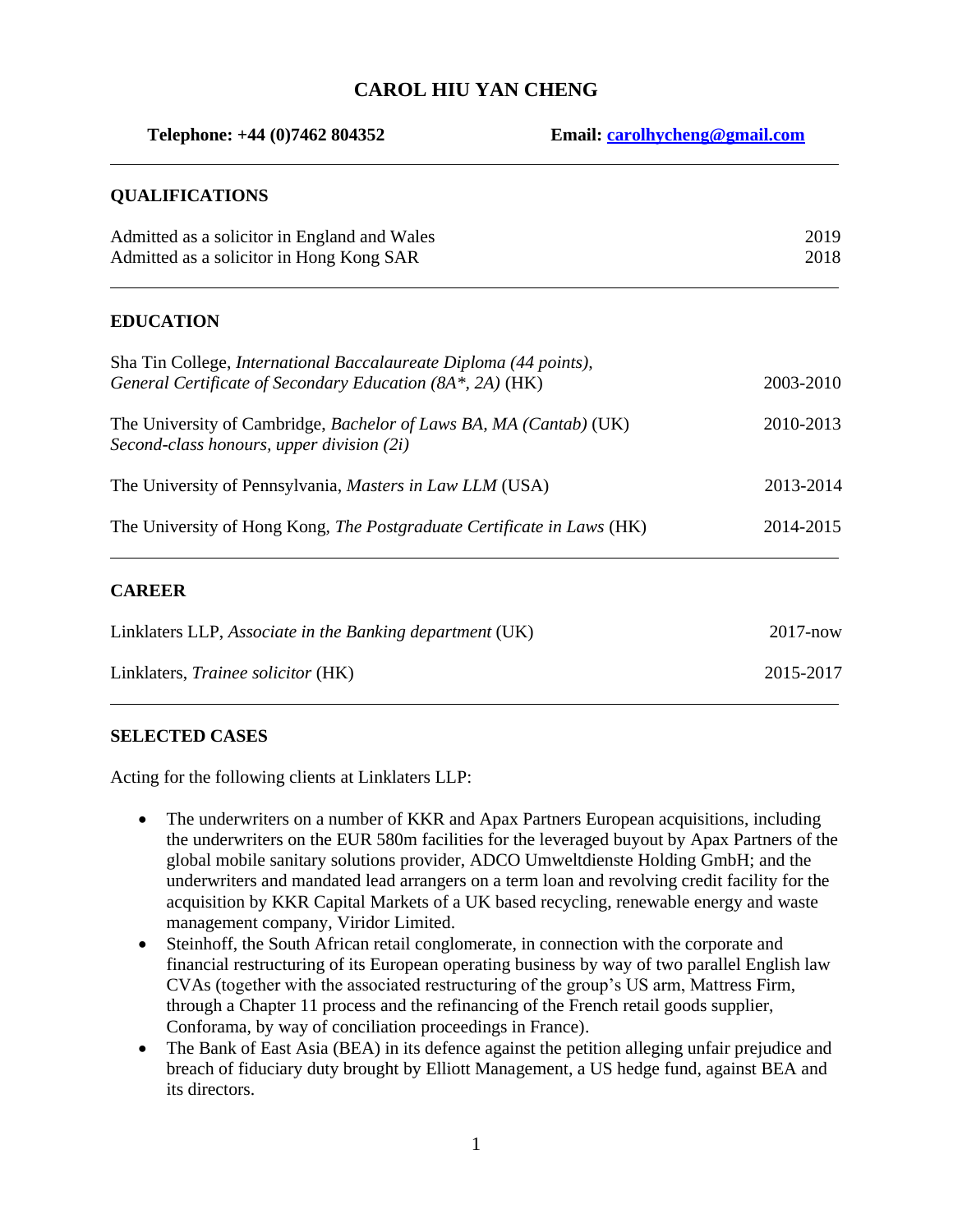# CAROL HIU YAN CHENG

**Telephone: +44 (0)7462 804352** **Email: carolhycheng@gmail.com**

## QUALIFICATIONS

Admitted as a solicitor in England and Wales 2019
Admitted as a solicitor in Hong Kong SAR 2018

## EDUCATION

Sha Tin College, *International Baccalaureate Diploma (44 points), General Certificate of Secondary Education (8A*, 2A)* (HK) 2003-2010

The University of Cambridge, *Bachelor of Laws BA, MA (Cantab)* (UK) 2010-2013
*Second-class honours, upper division (2i)*

The University of Pennsylvania, *Masters in Law LLM* (USA) 2013-2014

The University of Hong Kong, *The Postgraduate Certificate in Laws* (HK) 2014-2015

## CAREER

Linklaters LLP, *Associate in the Banking department* (UK) 2017-now

Linklaters, *Trainee solicitor* (HK) 2015-2017

## SELECTED CASES

Acting for the following clients at Linklaters LLP:

- The underwriters on a number of KKR and Apax Partners European acquisitions, including the underwriters on the EUR 580m facilities for the leveraged buyout by Apax Partners of the global mobile sanitary solutions provider, ADCO Umweltdienste Holding GmbH; and the underwriters and mandated lead arrangers on a term loan and revolving credit facility for the acquisition by KKR Capital Markets of a UK based recycling, renewable energy and waste management company, Viridor Limited.
- Steinhoff, the South African retail conglomerate, in connection with the corporate and financial restructuring of its European operating business by way of two parallel English law CVAs (together with the associated restructuring of the group's US arm, Mattress Firm, through a Chapter 11 process and the refinancing of the French retail goods supplier, Conforama, by way of conciliation proceedings in France).
- The Bank of East Asia (BEA) in its defence against the petition alleging unfair prejudice and breach of fiduciary duty brought by Elliott Management, a US hedge fund, against BEA and its directors.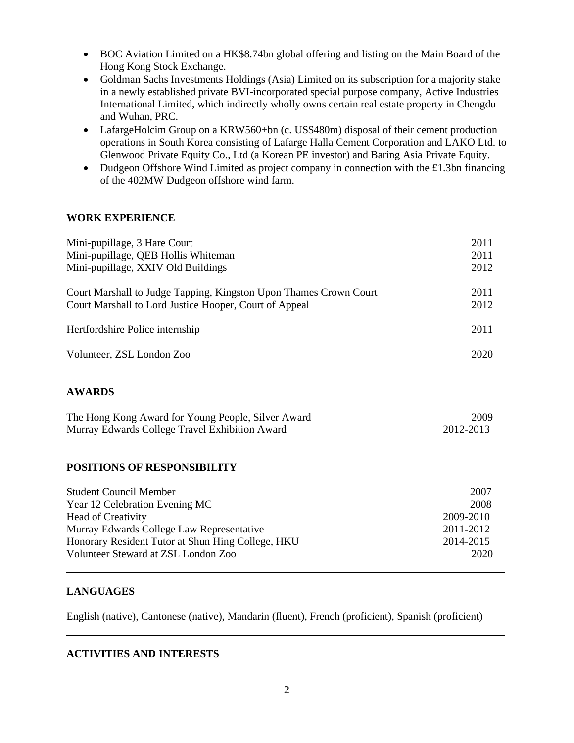- BOC Aviation Limited on a HK$8.74bn global offering and listing on the Main Board of the Hong Kong Stock Exchange.
- Goldman Sachs Investments Holdings (Asia) Limited on its subscription for a majority stake in a newly established private BVI-incorporated special purpose company, Active Industries International Limited, which indirectly wholly owns certain real estate property in Chengdu and Wuhan, PRC.
- LafargeHolcim Group on a KRW560+bn (c. US$480m) disposal of their cement production operations in South Korea consisting of Lafarge Halla Cement Corporation and LAKO Ltd. to Glenwood Private Equity Co., Ltd (a Korean PE investor) and Baring Asia Private Equity.
- Dudgeon Offshore Wind Limited as project company in connection with the £1.3bn financing of the 402MW Dudgeon offshore wind farm.

---

## WORK EXPERIENCE

| | |
|---|---|
| Mini-pupillage, 3 Hare Court | 2011 |
| Mini-pupillage, QEB Hollis Whiteman | 2011 |
| Mini-pupillage, XXIV Old Buildings | 2012 |
| Court Marshall to Judge Tapping, Kingston Upon Thames Crown Court | 2011 |
| Court Marshall to Lord Justice Hooper, Court of Appeal | 2012 |
| Hertfordshire Police internship | 2011 |
| Volunteer, ZSL London Zoo | 2020 |

---

## AWARDS

| | |
|---|---|
| The Hong Kong Award for Young People, Silver Award | 2009 |
| Murray Edwards College Travel Exhibition Award | 2012-2013 |

---

## POSITIONS OF RESPONSIBILITY

| | |
|---|---|
| Student Council Member | 2007 |
| Year 12 Celebration Evening MC | 2008 |
| Head of Creativity | 2009-2010 |
| Murray Edwards College Law Representative | 2011-2012 |
| Honorary Resident Tutor at Shun Hing College, HKU | 2014-2015 |
| Volunteer Steward at ZSL London Zoo | 2020 |

---

## LANGUAGES

English (native), Cantonese (native), Mandarin (fluent), French (proficient), Spanish (proficient)

---

## ACTIVITIES AND INTERESTS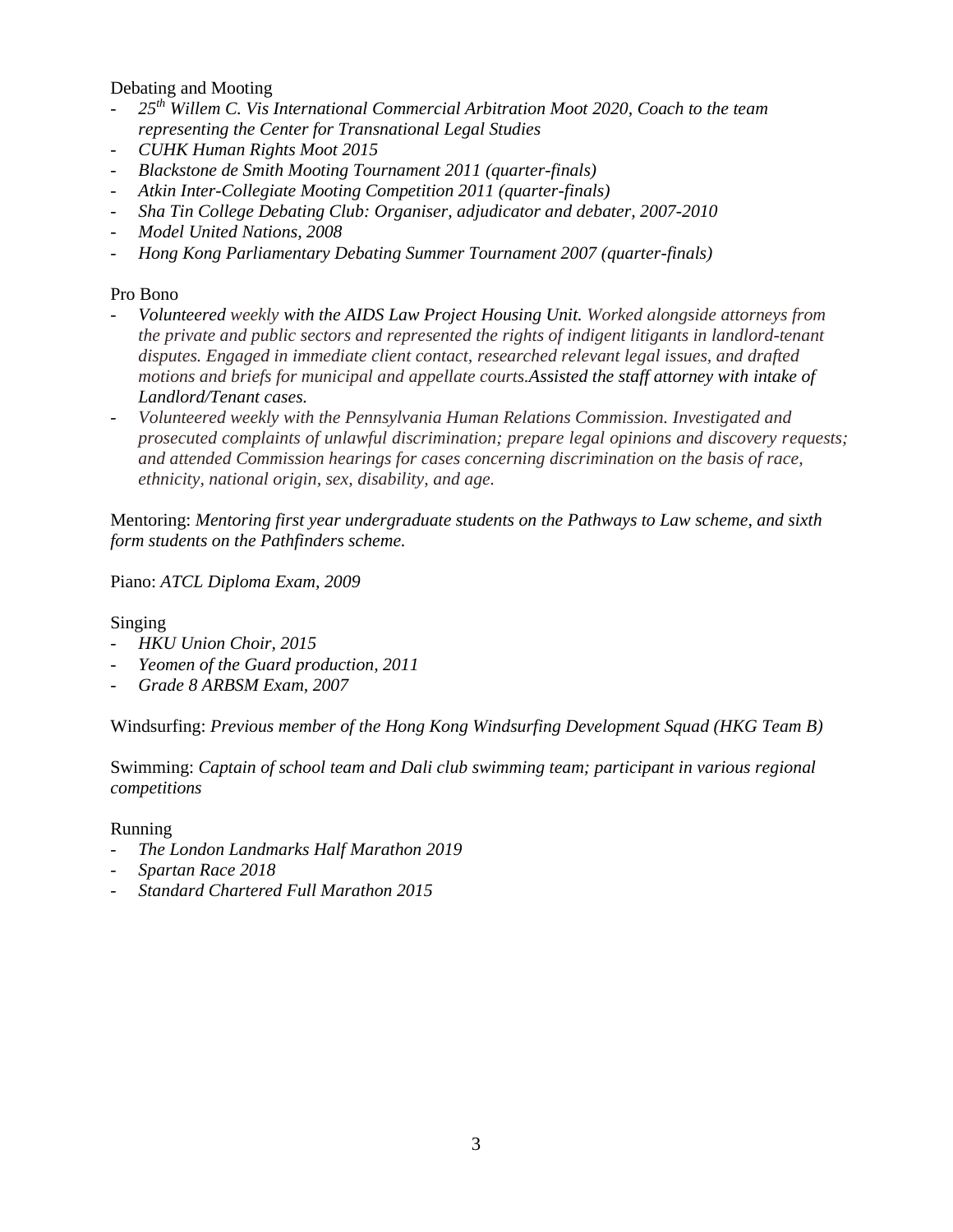Debating and Mooting

- *25th Willem C. Vis International Commercial Arbitration Moot 2020, Coach to the team representing the Center for Transnational Legal Studies*
- *CUHK Human Rights Moot 2015*
- *Blackstone de Smith Mooting Tournament 2011 (quarter-finals)*
- *Atkin Inter-Collegiate Mooting Competition 2011 (quarter-finals)*
- *Sha Tin College Debating Club: Organiser, adjudicator and debater, 2007-2010*
- *Model United Nations, 2008*
- *Hong Kong Parliamentary Debating Summer Tournament 2007 (quarter-finals)*

Pro Bono

- *Volunteered weekly with the AIDS Law Project Housing Unit. Worked alongside attorneys from the private and public sectors and represented the rights of indigent litigants in landlord-tenant disputes. Engaged in immediate client contact, researched relevant legal issues, and drafted motions and briefs for municipal and appellate courts.Assisted the staff attorney with intake of Landlord/Tenant cases.*
- *Volunteered weekly with the Pennsylvania Human Relations Commission. Investigated and prosecuted complaints of unlawful discrimination; prepare legal opinions and discovery requests; and attended Commission hearings for cases concerning discrimination on the basis of race, ethnicity, national origin, sex, disability, and age.*

Mentoring: *Mentoring first year undergraduate students on the Pathways to Law scheme, and sixth form students on the Pathfinders scheme.*

Piano: *ATCL Diploma Exam, 2009*

Singing

- *HKU Union Choir, 2015*
- *Yeomen of the Guard production, 2011*
- *Grade 8 ARBSM Exam, 2007*

Windsurfing: *Previous member of the Hong Kong Windsurfing Development Squad (HKG Team B)*

Swimming: *Captain of school team and Dali club swimming team; participant in various regional competitions*

Running

- *The London Landmarks Half Marathon 2019*
- *Spartan Race 2018*
- *Standard Chartered Full Marathon 2015*